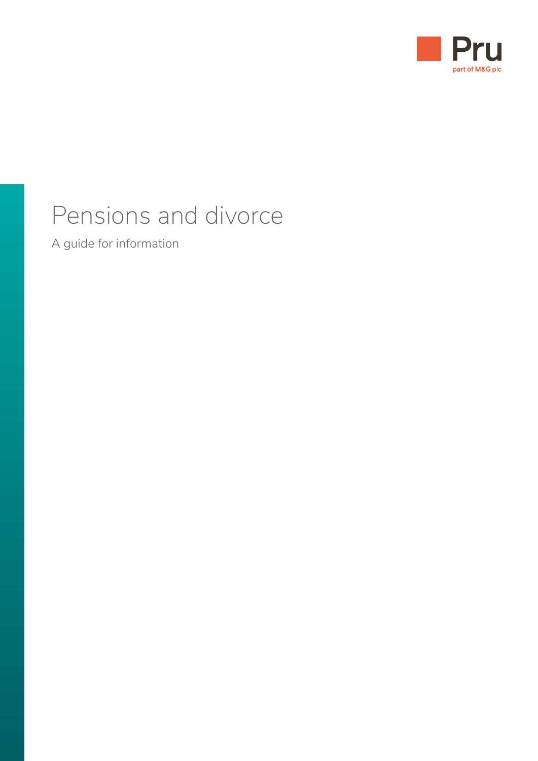Pru

part of M&G plc

# Pensions and divorce

A guide for information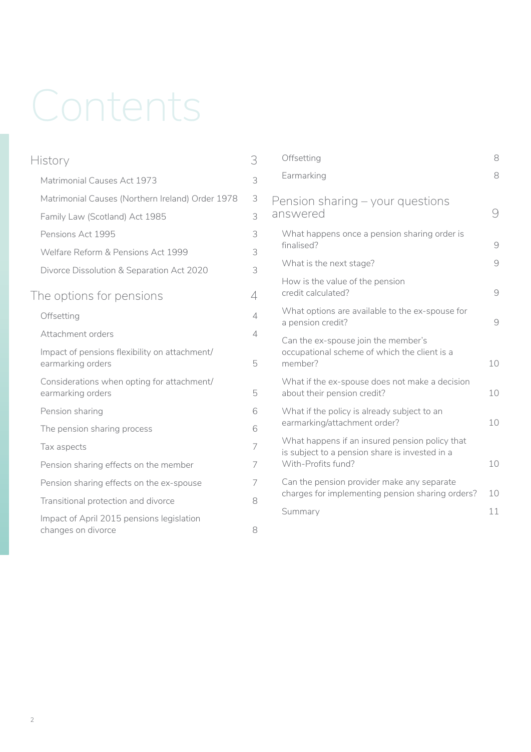# Contents

| | |
|---|---|
| **History** | **3** |
| Matrimonial Causes Act 1973 | 3 |
| Matrimonial Causes (Northern Ireland) Order 1978 | 3 |
| Family Law (Scotland) Act 1985 | 3 |
| Pensions Act 1995 | 3 |
| Welfare Reform & Pensions Act 1999 | 3 |
| Divorce Dissolution & Separation Act 2020 | 3 |
| **The options for pensions** | **4** |
| Offsetting | 4 |
| Attachment orders | 4 |
| Impact of pensions flexibility on attachment/earmarking orders | 5 |
| Considerations when opting for attachment/earmarking orders | 5 |
| Pension sharing | 6 |
| The pension sharing process | 6 |
| Tax aspects | 7 |
| Pension sharing effects on the member | 7 |
| Pension sharing effects on the ex-spouse | 7 |
| Transitional protection and divorce | 8 |
| Impact of April 2015 pensions legislation changes on divorce | 8 |
| Offsetting | 8 |
| Earmarking | 8 |
| **Pension sharing – your questions answered** | **9** |
| What happens once a pension sharing order is finalised? | 9 |
| What is the next stage? | 9 |
| How is the value of the pension credit calculated? | 9 |
| What options are available to the ex-spouse for a pension credit? | 9 |
| Can the ex-spouse join the member's occupational scheme of which the client is a member? | 10 |
| What if the ex-spouse does not make a decision about their pension credit? | 10 |
| What if the policy is already subject to an earmarking/attachment order? | 10 |
| What happens if an insured pension policy that is subject to a pension share is invested in a With-Profits fund? | 10 |
| Can the pension provider make any separate charges for implementing pension sharing orders? | 10 |
| Summary | 11 |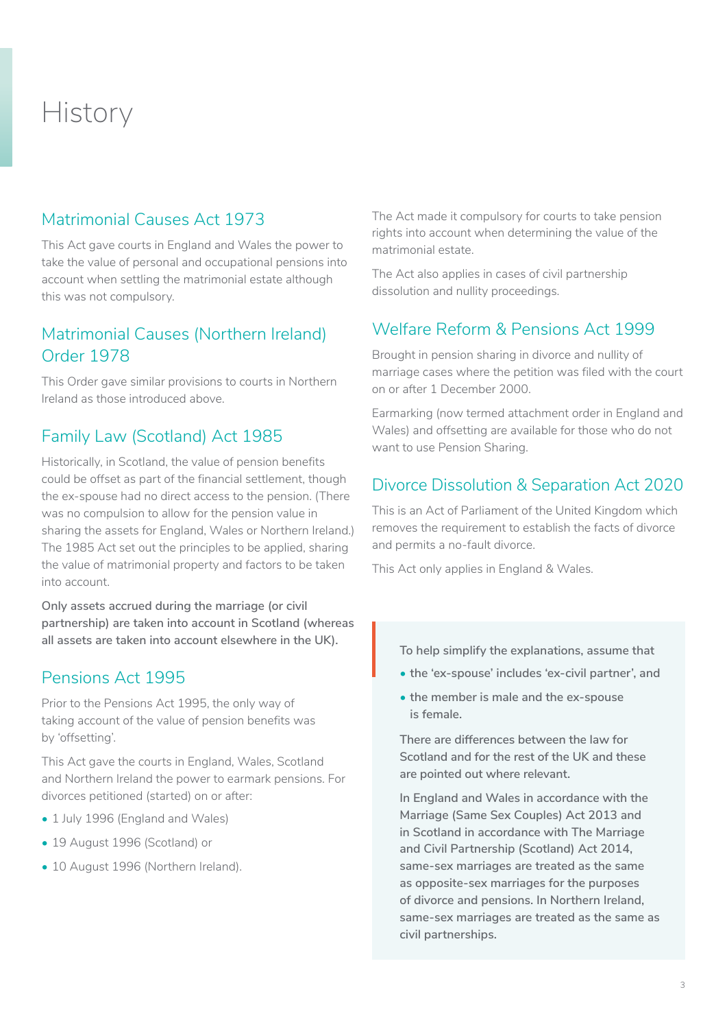# History

## Matrimonial Causes Act 1973

This Act gave courts in England and Wales the power to take the value of personal and occupational pensions into account when settling the matrimonial estate although this was not compulsory.

## Matrimonial Causes (Northern Ireland) Order 1978

This Order gave similar provisions to courts in Northern Ireland as those introduced above.

## Family Law (Scotland) Act 1985

Historically, in Scotland, the value of pension benefits could be offset as part of the financial settlement, though the ex-spouse had no direct access to the pension. (There was no compulsion to allow for the pension value in sharing the assets for England, Wales or Northern Ireland.) The 1985 Act set out the principles to be applied, sharing the value of matrimonial property and factors to be taken into account.

**Only assets accrued during the marriage (or civil partnership) are taken into account in Scotland (whereas all assets are taken into account elsewhere in the UK).**

## Pensions Act 1995

Prior to the Pensions Act 1995, the only way of taking account of the value of pension benefits was by 'offsetting'.

This Act gave the courts in England, Wales, Scotland and Northern Ireland the power to earmark pensions. For divorces petitioned (started) on or after:

- 1 July 1996 (England and Wales)
- 19 August 1996 (Scotland) or
- 10 August 1996 (Northern Ireland).

The Act made it compulsory for courts to take pension rights into account when determining the value of the matrimonial estate.

The Act also applies in cases of civil partnership dissolution and nullity proceedings.

## Welfare Reform & Pensions Act 1999

Brought in pension sharing in divorce and nullity of marriage cases where the petition was filed with the court on or after 1 December 2000.

Earmarking (now termed attachment order in England and Wales) and offsetting are available for those who do not want to use Pension Sharing.

## Divorce Dissolution & Separation Act 2020

This is an Act of Parliament of the United Kingdom which removes the requirement to establish the facts of divorce and permits a no-fault divorce.

This Act only applies in England & Wales.

To help simplify the explanations, assume that

- the 'ex-spouse' includes 'ex-civil partner', and
- the member is male and the ex-spouse is female.

There are differences between the law for Scotland and for the rest of the UK and these are pointed out where relevant.

In England and Wales in accordance with the Marriage (Same Sex Couples) Act 2013 and in Scotland in accordance with The Marriage and Civil Partnership (Scotland) Act 2014, same-sex marriages are treated as the same as opposite-sex marriages for the purposes of divorce and pensions. In Northern Ireland, same-sex marriages are treated as the same as civil partnerships.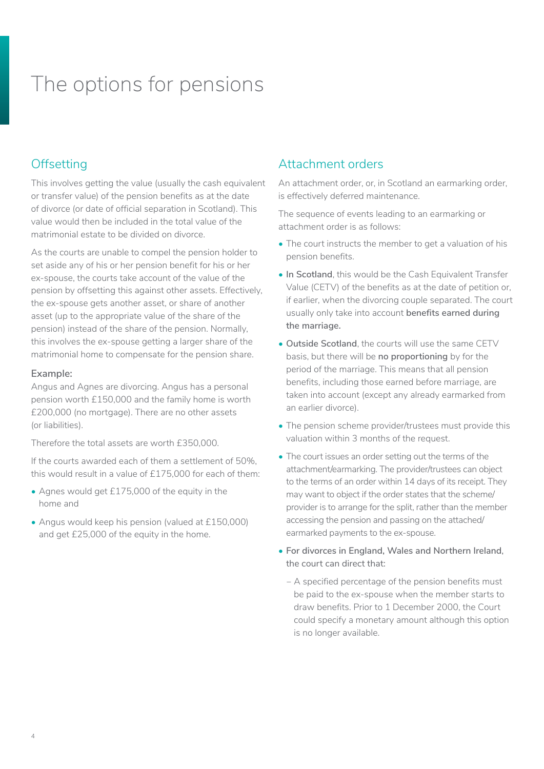# The options for pensions

## Offsetting

This involves getting the value (usually the cash equivalent or transfer value) of the pension benefits as at the date of divorce (or date of official separation in Scotland). This value would then be included in the total value of the matrimonial estate to be divided on divorce.

As the courts are unable to compel the pension holder to set aside any of his or her pension benefit for his or her ex-spouse, the courts take account of the value of the pension by offsetting this against other assets. Effectively, the ex-spouse gets another asset, or share of another asset (up to the appropriate value of the share of the pension) instead of the share of the pension. Normally, this involves the ex-spouse getting a larger share of the matrimonial home to compensate for the pension share.

**Example:**

Angus and Agnes are divorcing. Angus has a personal pension worth £150,000 and the family home is worth £200,000 (no mortgage). There are no other assets (or liabilities).

Therefore the total assets are worth £350,000.

If the courts awarded each of them a settlement of 50%, this would result in a value of £175,000 for each of them:

- Agnes would get £175,000 of the equity in the home and
- Angus would keep his pension (valued at £150,000) and get £25,000 of the equity in the home.

## Attachment orders

An attachment order, or, in Scotland an earmarking order, is effectively deferred maintenance.

The sequence of events leading to an earmarking or attachment order is as follows:

- The court instructs the member to get a valuation of his pension benefits.
- **In Scotland**, this would be the Cash Equivalent Transfer Value (CETV) of the benefits as at the date of petition or, if earlier, when the divorcing couple separated. The court usually only take into account **benefits earned during the marriage.**
- **Outside Scotland**, the courts will use the same CETV basis, but there will be **no proportioning** by for the period of the marriage. This means that all pension benefits, including those earned before marriage, are taken into account (except any already earmarked from an earlier divorce).
- The pension scheme provider/trustees must provide this valuation within 3 months of the request.
- The court issues an order setting out the terms of the attachment/earmarking. The provider/trustees can object to the terms of an order within 14 days of its receipt. They may want to object if the order states that the scheme/provider is to arrange for the split, rather than the member accessing the pension and passing on the attached/earmarked payments to the ex-spouse.
- **For divorces in England, Wales and Northern Ireland, the court can direct that:**
  - A specified percentage of the pension benefits must be paid to the ex-spouse when the member starts to draw benefits. Prior to 1 December 2000, the Court could specify a monetary amount although this option is no longer available.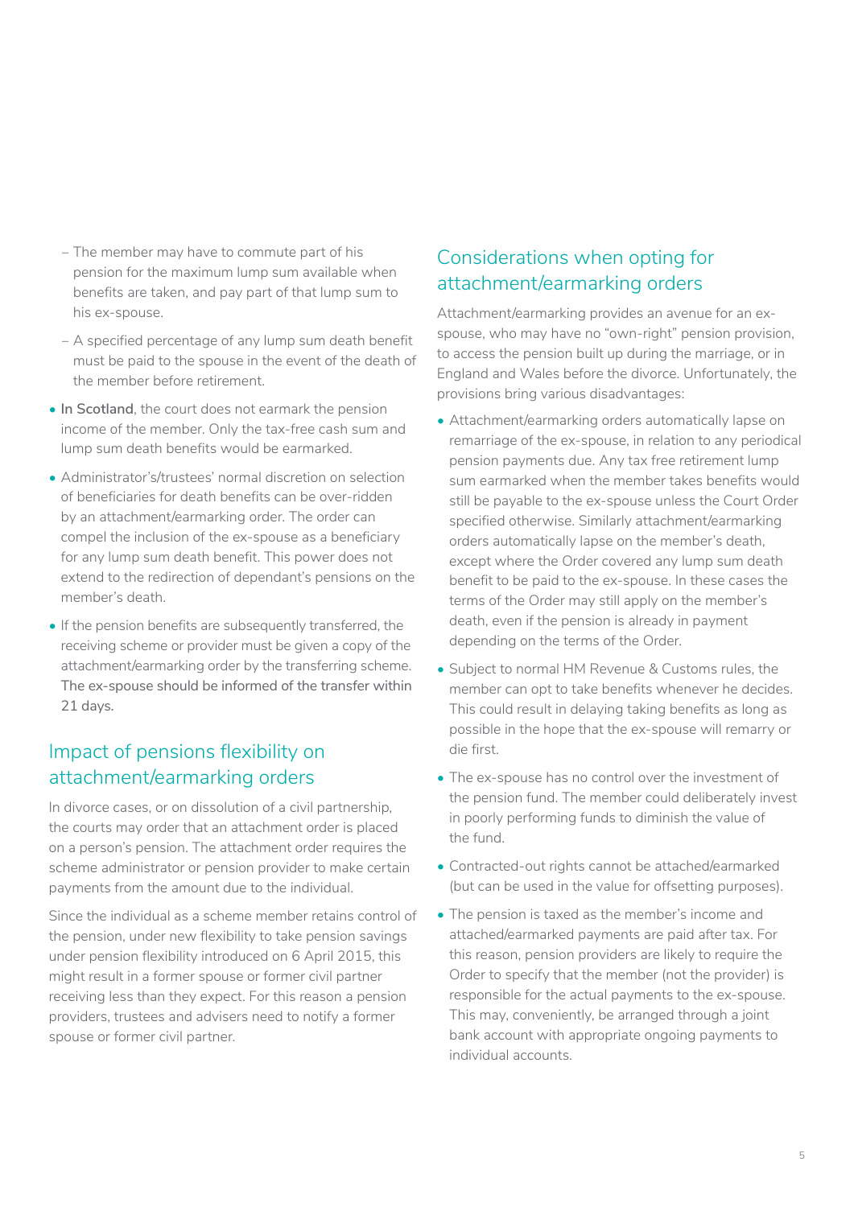- The member may have to commute part of his pension for the maximum lump sum available when benefits are taken, and pay part of that lump sum to his ex-spouse.
  - A specified percentage of any lump sum death benefit must be paid to the spouse in the event of the death of the member before retirement.
- **In Scotland**, the court does not earmark the pension income of the member. Only the tax-free cash sum and lump sum death benefits would be earmarked.
- Administrator's/trustees' normal discretion on selection of beneficiaries for death benefits can be over-ridden by an attachment/earmarking order. The order can compel the inclusion of the ex-spouse as a beneficiary for any lump sum death benefit. This power does not extend to the redirection of dependant's pensions on the member's death.
- If the pension benefits are subsequently transferred, the receiving scheme or provider must be given a copy of the attachment/earmarking order by the transferring scheme. The ex-spouse should be informed of the transfer within 21 days.

## Impact of pensions flexibility on attachment/earmarking orders

In divorce cases, or on dissolution of a civil partnership, the courts may order that an attachment order is placed on a person's pension. The attachment order requires the scheme administrator or pension provider to make certain payments from the amount due to the individual.

Since the individual as a scheme member retains control of the pension, under new flexibility to take pension savings under pension flexibility introduced on 6 April 2015, this might result in a former spouse or former civil partner receiving less than they expect. For this reason a pension providers, trustees and advisers need to notify a former spouse or former civil partner.

## Considerations when opting for attachment/earmarking orders

Attachment/earmarking provides an avenue for an ex-spouse, who may have no "own-right" pension provision, to access the pension built up during the marriage, or in England and Wales before the divorce. Unfortunately, the provisions bring various disadvantages:

- Attachment/earmarking orders automatically lapse on remarriage of the ex-spouse, in relation to any periodical pension payments due. Any tax free retirement lump sum earmarked when the member takes benefits would still be payable to the ex-spouse unless the Court Order specified otherwise. Similarly attachment/earmarking orders automatically lapse on the member's death, except where the Order covered any lump sum death benefit to be paid to the ex-spouse. In these cases the terms of the Order may still apply on the member's death, even if the pension is already in payment depending on the terms of the Order.
- Subject to normal HM Revenue & Customs rules, the member can opt to take benefits whenever he decides. This could result in delaying taking benefits as long as possible in the hope that the ex-spouse will remarry or die first.
- The ex-spouse has no control over the investment of the pension fund. The member could deliberately invest in poorly performing funds to diminish the value of the fund.
- Contracted-out rights cannot be attached/earmarked (but can be used in the value for offsetting purposes).
- The pension is taxed as the member's income and attached/earmarked payments are paid after tax. For this reason, pension providers are likely to require the Order to specify that the member (not the provider) is responsible for the actual payments to the ex-spouse. This may, conveniently, be arranged through a joint bank account with appropriate ongoing payments to individual accounts.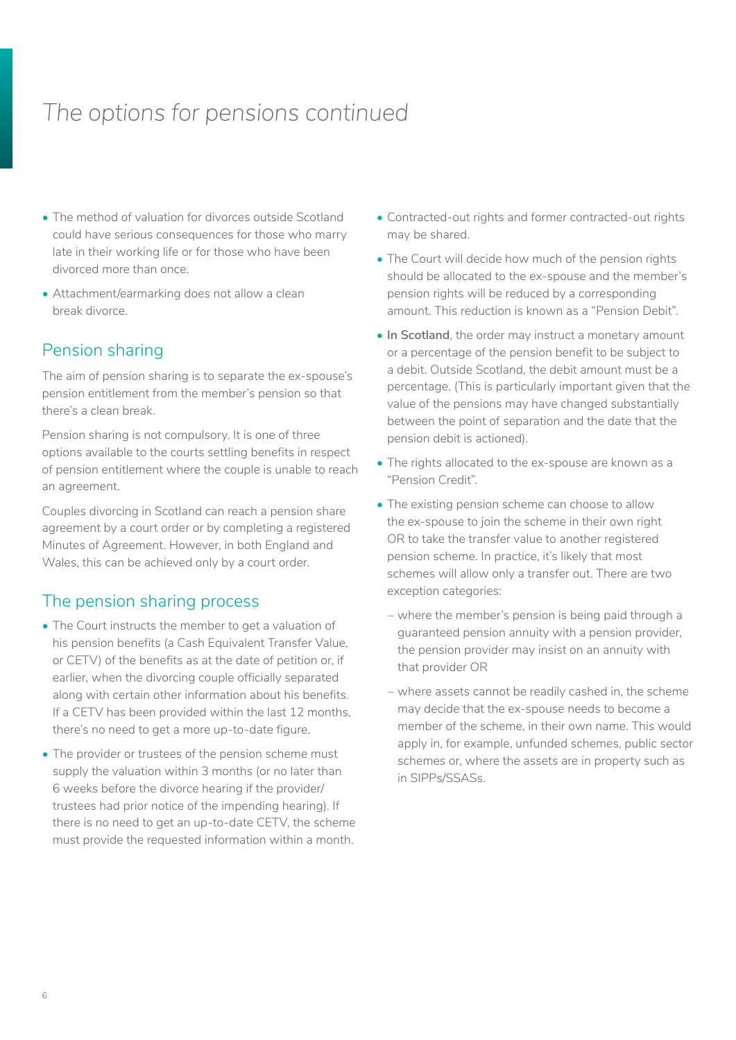# *The options for pensions continued*

- The method of valuation for divorces outside Scotland could have serious consequences for those who marry late in their working life or for those who have been divorced more than once.
- Attachment/earmarking does not allow a clean break divorce.

## Pension sharing

The aim of pension sharing is to separate the ex-spouse's pension entitlement from the member's pension so that there's a clean break.

Pension sharing is not compulsory. It is one of three options available to the courts settling benefits in respect of pension entitlement where the couple is unable to reach an agreement.

Couples divorcing in Scotland can reach a pension share agreement by a court order or by completing a registered Minutes of Agreement. However, in both England and Wales, this can be achieved only by a court order.

## The pension sharing process

- The Court instructs the member to get a valuation of his pension benefits (a Cash Equivalent Transfer Value, or CETV) of the benefits as at the date of petition or, if earlier, when the divorcing couple officially separated along with certain other information about his benefits. If a CETV has been provided within the last 12 months, there's no need to get a more up-to-date figure.
- The provider or trustees of the pension scheme must supply the valuation within 3 months (or no later than 6 weeks before the divorce hearing if the provider/ trustees had prior notice of the impending hearing). If there is no need to get an up-to-date CETV, the scheme must provide the requested information within a month.
- Contracted-out rights and former contracted-out rights may be shared.
- The Court will decide how much of the pension rights should be allocated to the ex-spouse and the member's pension rights will be reduced by a corresponding amount. This reduction is known as a "Pension Debit".
- **In Scotland**, the order may instruct a monetary amount or a percentage of the pension benefit to be subject to a debit. Outside Scotland, the debit amount must be a percentage. (This is particularly important given that the value of the pensions may have changed substantially between the point of separation and the date that the pension debit is actioned).
- The rights allocated to the ex-spouse are known as a "Pension Credit".
- The existing pension scheme can choose to allow the ex-spouse to join the scheme in their own right OR to take the transfer value to another registered pension scheme. In practice, it's likely that most schemes will allow only a transfer out. There are two exception categories:
  - where the member's pension is being paid through a guaranteed pension annuity with a pension provider, the pension provider may insist on an annuity with that provider OR
  - where assets cannot be readily cashed in, the scheme may decide that the ex-spouse needs to become a member of the scheme, in their own name. This would apply in, for example, unfunded schemes, public sector schemes or, where the assets are in property such as in SIPPs/SSASs.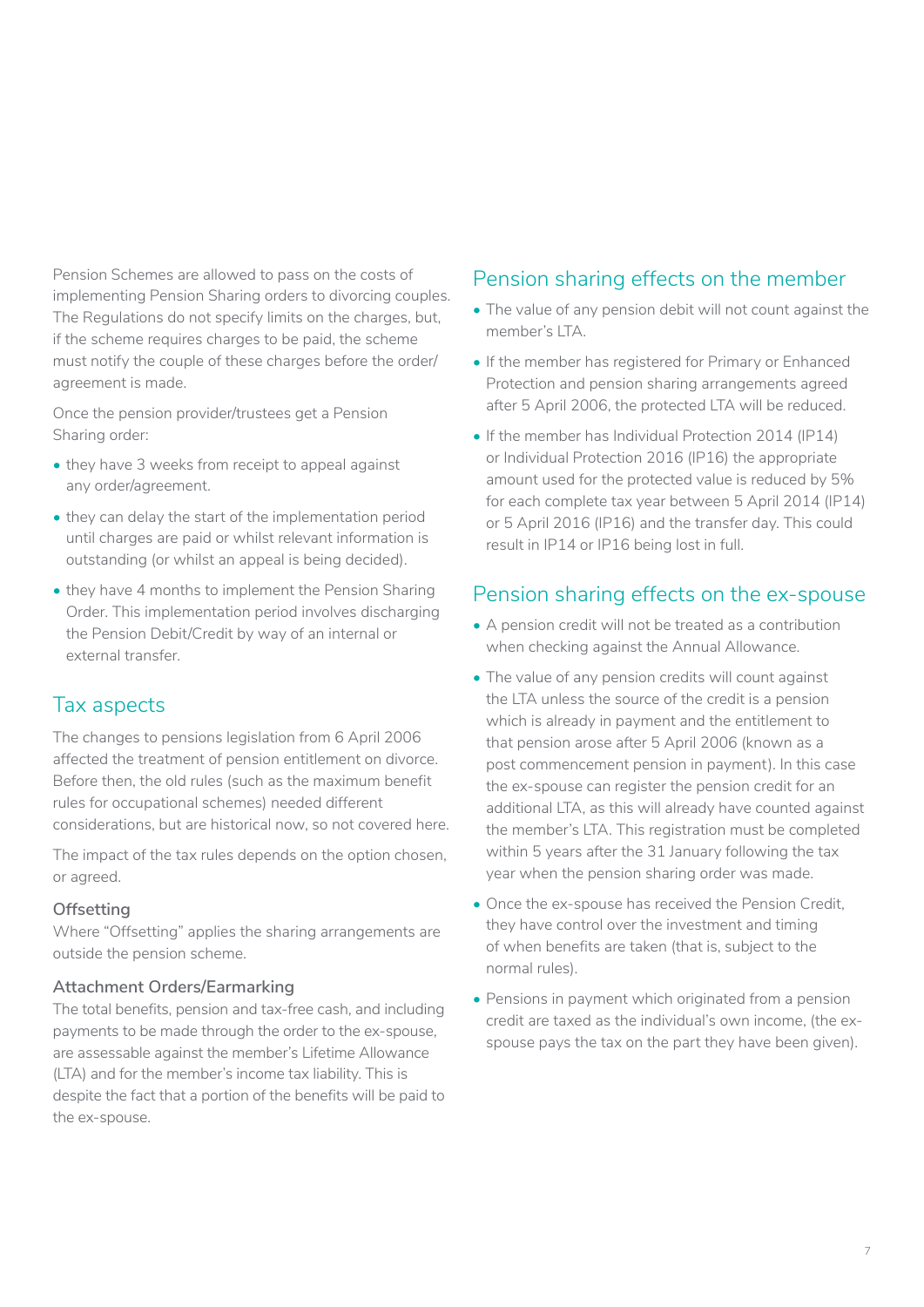Pension Schemes are allowed to pass on the costs of implementing Pension Sharing orders to divorcing couples. The Regulations do not specify limits on the charges, but, if the scheme requires charges to be paid, the scheme must notify the couple of these charges before the order/agreement is made.

Once the pension provider/trustees get a Pension Sharing order:

- they have 3 weeks from receipt to appeal against any order/agreement.
- they can delay the start of the implementation period until charges are paid or whilst relevant information is outstanding (or whilst an appeal is being decided).
- they have 4 months to implement the Pension Sharing Order. This implementation period involves discharging the Pension Debit/Credit by way of an internal or external transfer.

## Tax aspects

The changes to pensions legislation from 6 April 2006 affected the treatment of pension entitlement on divorce. Before then, the old rules (such as the maximum benefit rules for occupational schemes) needed different considerations, but are historical now, so not covered here.

The impact of the tax rules depends on the option chosen, or agreed.

### Offsetting

Where "Offsetting" applies the sharing arrangements are outside the pension scheme.

### Attachment Orders/Earmarking

The total benefits, pension and tax-free cash, and including payments to be made through the order to the ex-spouse, are assessable against the member's Lifetime Allowance (LTA) and for the member's income tax liability. This is despite the fact that a portion of the benefits will be paid to the ex-spouse.

## Pension sharing effects on the member

- The value of any pension debit will not count against the member's LTA.
- If the member has registered for Primary or Enhanced Protection and pension sharing arrangements agreed after 5 April 2006, the protected LTA will be reduced.
- If the member has Individual Protection 2014 (IP14) or Individual Protection 2016 (IP16) the appropriate amount used for the protected value is reduced by 5% for each complete tax year between 5 April 2014 (IP14) or 5 April 2016 (IP16) and the transfer day. This could result in IP14 or IP16 being lost in full.

## Pension sharing effects on the ex-spouse

- A pension credit will not be treated as a contribution when checking against the Annual Allowance.
- The value of any pension credits will count against the LTA unless the source of the credit is a pension which is already in payment and the entitlement to that pension arose after 5 April 2006 (known as a post commencement pension in payment). In this case the ex-spouse can register the pension credit for an additional LTA, as this will already have counted against the member's LTA. This registration must be completed within 5 years after the 31 January following the tax year when the pension sharing order was made.
- Once the ex-spouse has received the Pension Credit, they have control over the investment and timing of when benefits are taken (that is, subject to the normal rules).
- Pensions in payment which originated from a pension credit are taxed as the individual's own income, (the ex-spouse pays the tax on the part they have been given).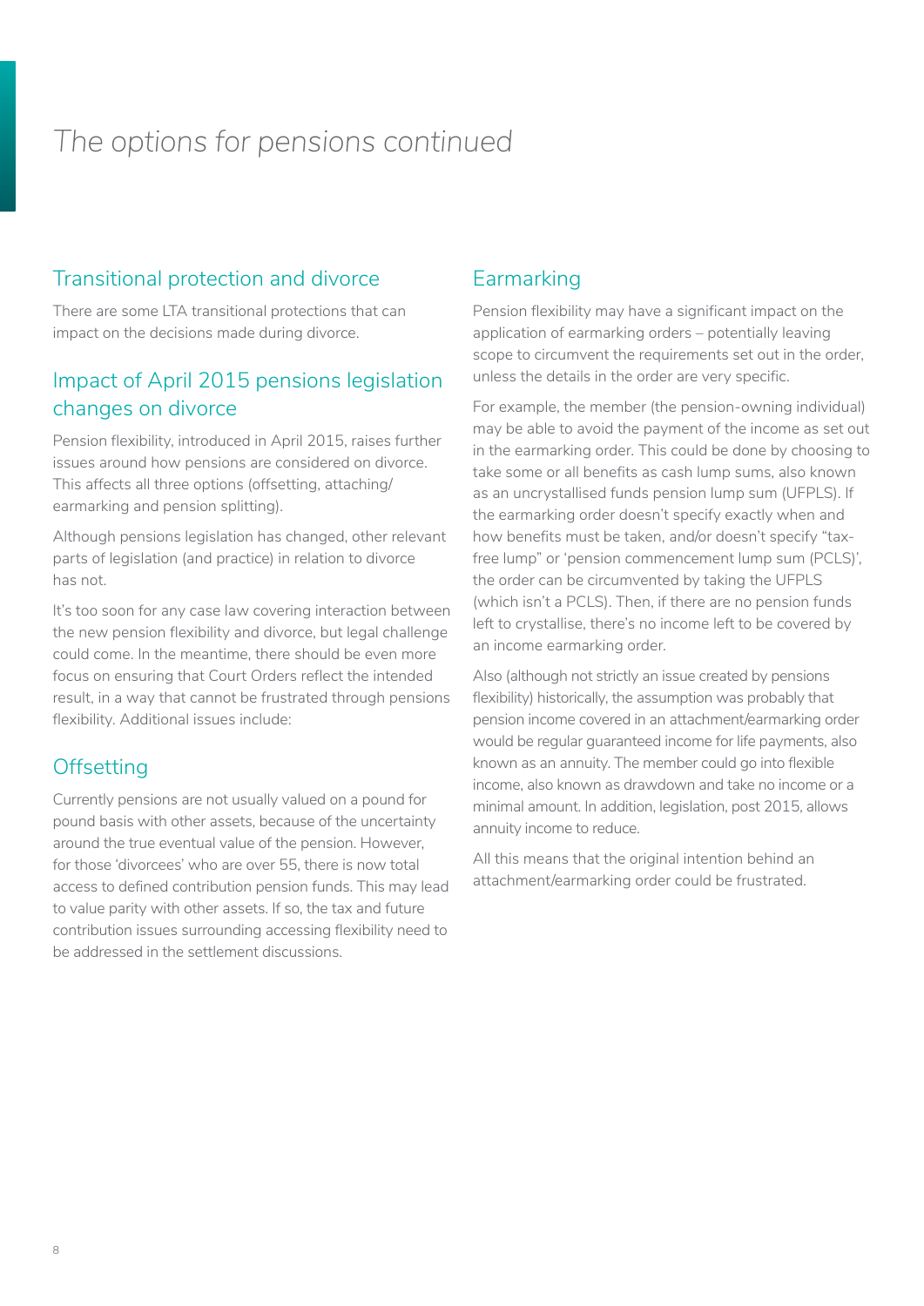# The options for pensions continued

## Transitional protection and divorce

There are some LTA transitional protections that can impact on the decisions made during divorce.

## Impact of April 2015 pensions legislation changes on divorce

Pension flexibility, introduced in April 2015, raises further issues around how pensions are considered on divorce. This affects all three options (offsetting, attaching/earmarking and pension splitting).

Although pensions legislation has changed, other relevant parts of legislation (and practice) in relation to divorce has not.

It's too soon for any case law covering interaction between the new pension flexibility and divorce, but legal challenge could come. In the meantime, there should be even more focus on ensuring that Court Orders reflect the intended result, in a way that cannot be frustrated through pensions flexibility. Additional issues include:

## Offsetting

Currently pensions are not usually valued on a pound for pound basis with other assets, because of the uncertainty around the true eventual value of the pension. However, for those 'divorcees' who are over 55, there is now total access to defined contribution pension funds. This may lead to value parity with other assets. If so, the tax and future contribution issues surrounding accessing flexibility need to be addressed in the settlement discussions.

## Earmarking

Pension flexibility may have a significant impact on the application of earmarking orders – potentially leaving scope to circumvent the requirements set out in the order, unless the details in the order are very specific.

For example, the member (the pension-owning individual) may be able to avoid the payment of the income as set out in the earmarking order. This could be done by choosing to take some or all benefits as cash lump sums, also known as an uncrystallised funds pension lump sum (UFPLS). If the earmarking order doesn't specify exactly when and how benefits must be taken, and/or doesn't specify "tax-free lump" or 'pension commencement lump sum (PCLS)', the order can be circumvented by taking the UFPLS (which isn't a PCLS). Then, if there are no pension funds left to crystallise, there's no income left to be covered by an income earmarking order.

Also (although not strictly an issue created by pensions flexibility) historically, the assumption was probably that pension income covered in an attachment/earmarking order would be regular guaranteed income for life payments, also known as an annuity. The member could go into flexible income, also known as drawdown and take no income or a minimal amount. In addition, legislation, post 2015, allows annuity income to reduce.

All this means that the original intention behind an attachment/earmarking order could be frustrated.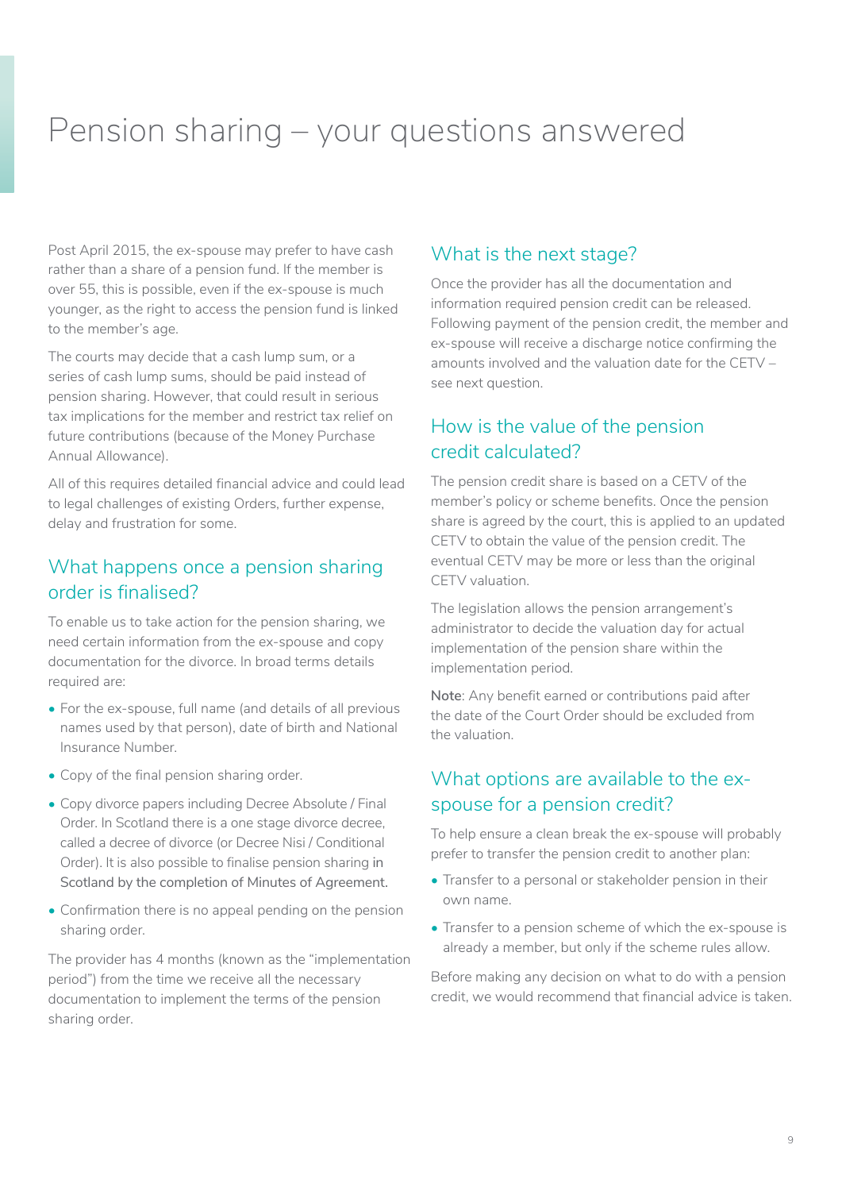# Pension sharing – your questions answered

Post April 2015, the ex-spouse may prefer to have cash rather than a share of a pension fund. If the member is over 55, this is possible, even if the ex-spouse is much younger, as the right to access the pension fund is linked to the member's age.

The courts may decide that a cash lump sum, or a series of cash lump sums, should be paid instead of pension sharing. However, that could result in serious tax implications for the member and restrict tax relief on future contributions (because of the Money Purchase Annual Allowance).

All of this requires detailed financial advice and could lead to legal challenges of existing Orders, further expense, delay and frustration for some.

## What happens once a pension sharing order is finalised?

To enable us to take action for the pension sharing, we need certain information from the ex-spouse and copy documentation for the divorce. In broad terms details required are:

- For the ex-spouse, full name (and details of all previous names used by that person), date of birth and National Insurance Number.
- Copy of the final pension sharing order.
- Copy divorce papers including Decree Absolute / Final Order. In Scotland there is a one stage divorce decree, called a decree of divorce (or Decree Nisi / Conditional Order). It is also possible to finalise pension sharing in Scotland by the completion of Minutes of Agreement.
- Confirmation there is no appeal pending on the pension sharing order.

The provider has 4 months (known as the "implementation period") from the time we receive all the necessary documentation to implement the terms of the pension sharing order.

## What is the next stage?

Once the provider has all the documentation and information required pension credit can be released. Following payment of the pension credit, the member and ex-spouse will receive a discharge notice confirming the amounts involved and the valuation date for the CETV – see next question.

## How is the value of the pension credit calculated?

The pension credit share is based on a CETV of the member's policy or scheme benefits. Once the pension share is agreed by the court, this is applied to an updated CETV to obtain the value of the pension credit. The eventual CETV may be more or less than the original CETV valuation.

The legislation allows the pension arrangement's administrator to decide the valuation day for actual implementation of the pension share within the implementation period.

**Note**: Any benefit earned or contributions paid after the date of the Court Order should be excluded from the valuation.

## What options are available to the ex-spouse for a pension credit?

To help ensure a clean break the ex-spouse will probably prefer to transfer the pension credit to another plan:

- Transfer to a personal or stakeholder pension in their own name.
- Transfer to a pension scheme of which the ex-spouse is already a member, but only if the scheme rules allow.

Before making any decision on what to do with a pension credit, we would recommend that financial advice is taken.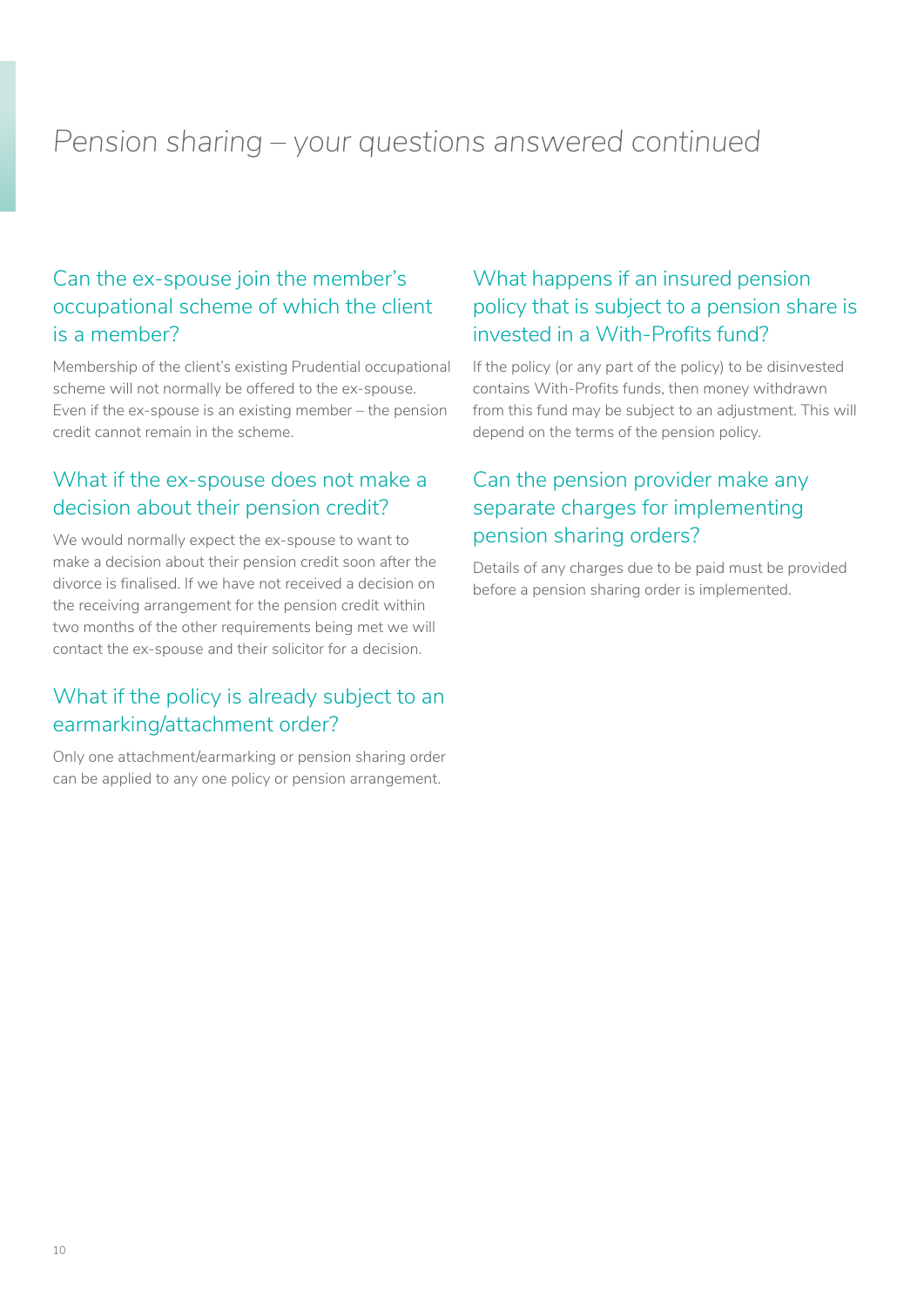# *Pension sharing – your questions answered continued*

## Can the ex-spouse join the member's occupational scheme of which the client is a member?

Membership of the client's existing Prudential occupational scheme will not normally be offered to the ex-spouse. Even if the ex-spouse is an existing member – the pension credit cannot remain in the scheme.

## What if the ex-spouse does not make a decision about their pension credit?

We would normally expect the ex-spouse to want to make a decision about their pension credit soon after the divorce is finalised. If we have not received a decision on the receiving arrangement for the pension credit within two months of the other requirements being met we will contact the ex-spouse and their solicitor for a decision.

## What if the policy is already subject to an earmarking/attachment order?

Only one attachment/earmarking or pension sharing order can be applied to any one policy or pension arrangement.

## What happens if an insured pension policy that is subject to a pension share is invested in a With-Profits fund?

If the policy (or any part of the policy) to be disinvested contains With-Profits funds, then money withdrawn from this fund may be subject to an adjustment. This will depend on the terms of the pension policy.

## Can the pension provider make any separate charges for implementing pension sharing orders?

Details of any charges due to be paid must be provided before a pension sharing order is implemented.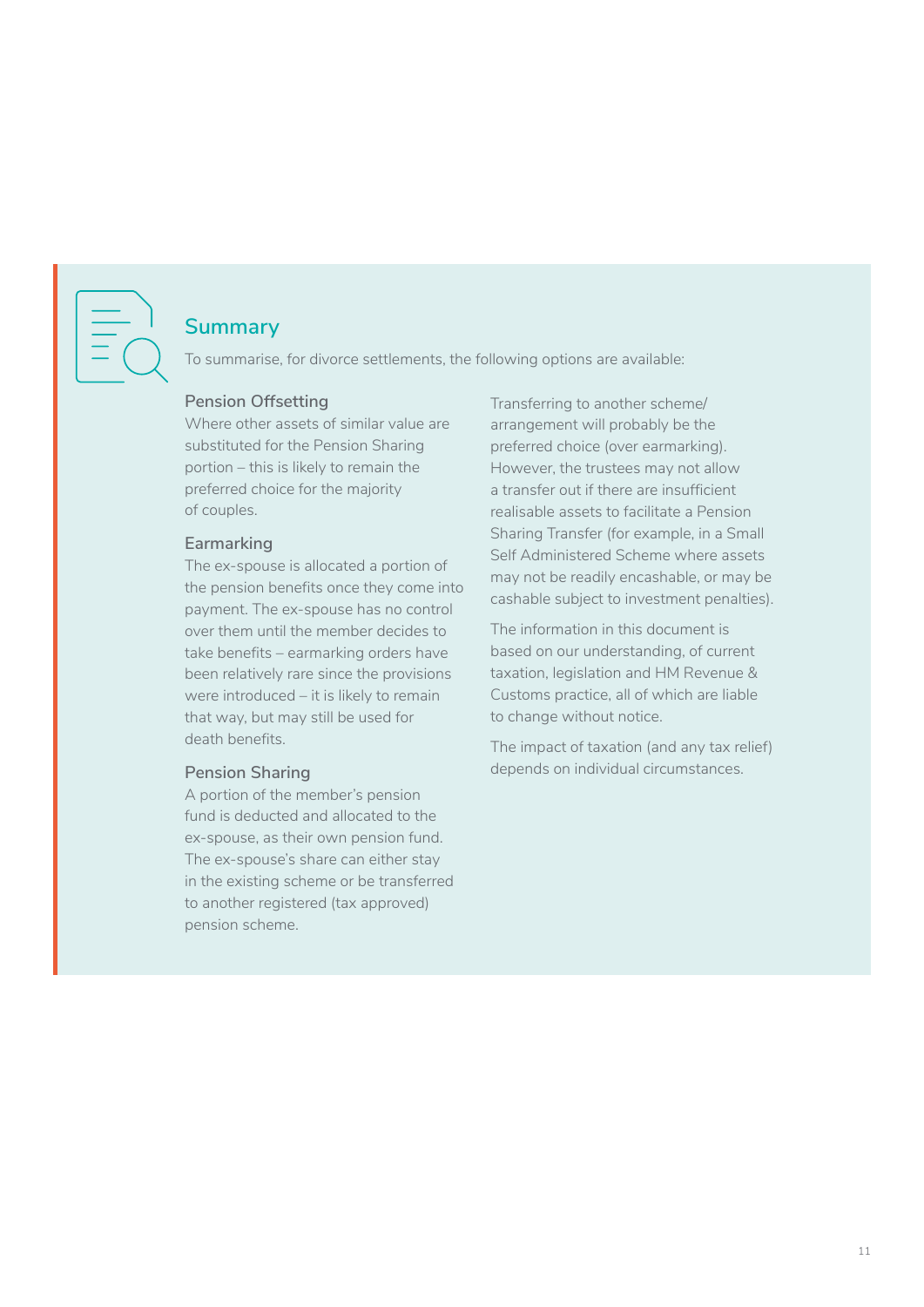## Summary

To summarise, for divorce settlements, the following options are available:

### Pension Offsetting

Where other assets of similar value are substituted for the Pension Sharing portion – this is likely to remain the preferred choice for the majority of couples.

### Earmarking

The ex-spouse is allocated a portion of the pension benefits once they come into payment. The ex-spouse has no control over them until the member decides to take benefits – earmarking orders have been relatively rare since the provisions were introduced – it is likely to remain that way, but may still be used for death benefits.

### Pension Sharing

A portion of the member's pension fund is deducted and allocated to the ex-spouse, as their own pension fund. The ex-spouse's share can either stay in the existing scheme or be transferred to another registered (tax approved) pension scheme.

Transferring to another scheme/arrangement will probably be the preferred choice (over earmarking). However, the trustees may not allow a transfer out if there are insufficient realisable assets to facilitate a Pension Sharing Transfer (for example, in a Small Self Administered Scheme where assets may not be readily encashable, or may be cashable subject to investment penalties).

The information in this document is based on our understanding, of current taxation, legislation and HM Revenue & Customs practice, all of which are liable to change without notice.

The impact of taxation (and any tax relief) depends on individual circumstances.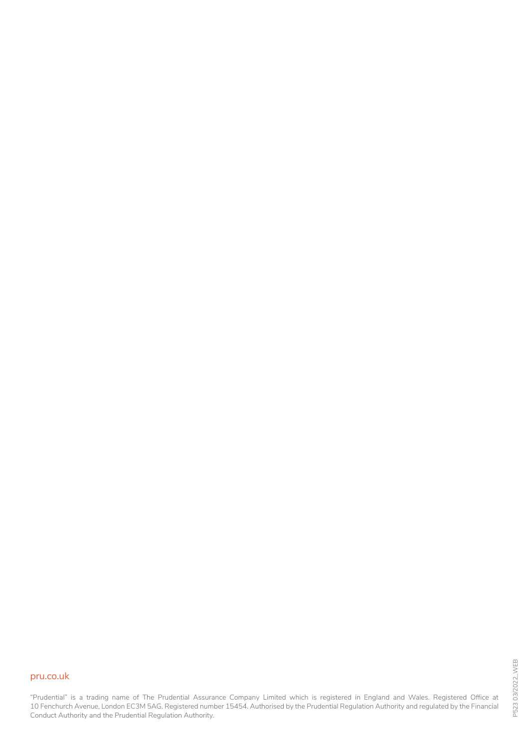pru.co.uk

"Prudential" is a trading name of The Prudential Assurance Company Limited which is registered in England and Wales. Registered Office at 10 Fenchurch Avenue, London EC3M 5AG. Registered number 15454. Authorised by the Prudential Regulation Authority and regulated by the Financial Conduct Authority and the Prudential Regulation Authority.

P523 03/2022_WEB